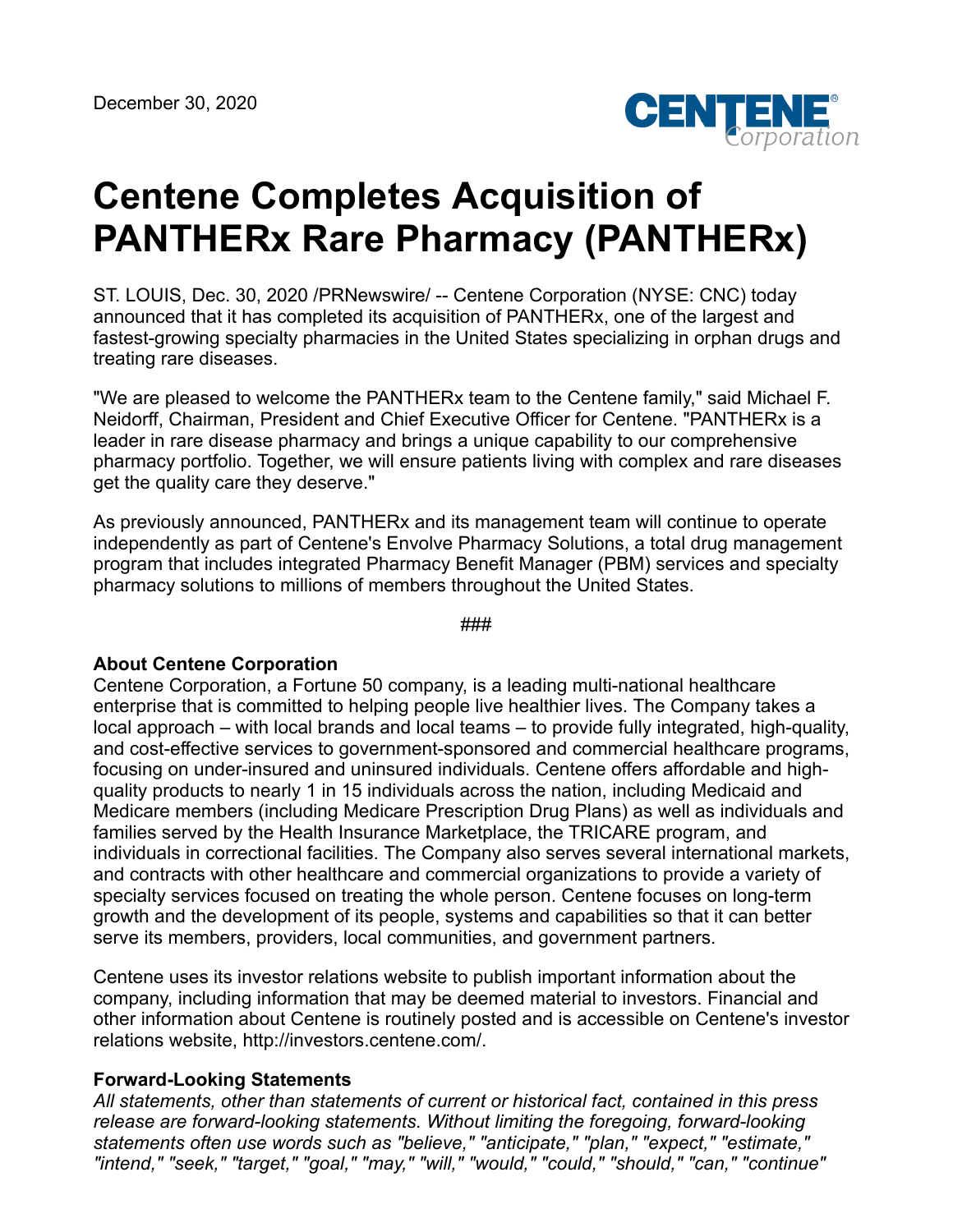December 30, 2020

# Centene Completes Acquisition of PANTHERx Rare Pharmacy (PANTHERx)

ST. LOUIS, Dec. 30, 2020 /PRNewswire/ -- Centene Corporation (NYSE: CNC) today announced that it has completed its acquisition of PANTHERx, one of the largest and fastest-growing specialty pharmacies in the United States specializing in orphan drugs and treating rare diseases.

"We are pleased to welcome the PANTHERx team to the Centene family," said Michael F. Neidorff, Chairman, President and Chief Executive Officer for Centene. "PANTHERx is a leader in rare disease pharmacy and brings a unique capability to our comprehensive pharmacy portfolio. Together, we will ensure patients living with complex and rare diseases get the quality care they deserve."

As previously announced, PANTHERx and its management team will continue to operate independently as part of Centene's Envolve Pharmacy Solutions, a total drug management program that includes integrated Pharmacy Benefit Manager (PBM) services and specialty pharmacy solutions to millions of members throughout the United States.

###

**About Centene Corporation**
Centene Corporation, a Fortune 50 company, is a leading multi-national healthcare enterprise that is committed to helping people live healthier lives. The Company takes a local approach – with local brands and local teams – to provide fully integrated, high-quality, and cost-effective services to government-sponsored and commercial healthcare programs, focusing on under-insured and uninsured individuals. Centene offers affordable and high-quality products to nearly 1 in 15 individuals across the nation, including Medicaid and Medicare members (including Medicare Prescription Drug Plans) as well as individuals and families served by the Health Insurance Marketplace, the TRICARE program, and individuals in correctional facilities. The Company also serves several international markets, and contracts with other healthcare and commercial organizations to provide a variety of specialty services focused on treating the whole person. Centene focuses on long-term growth and the development of its people, systems and capabilities so that it can better serve its members, providers, local communities, and government partners.

Centene uses its investor relations website to publish important information about the company, including information that may be deemed material to investors. Financial and other information about Centene is routinely posted and is accessible on Centene's investor relations website, http://investors.centene.com/.

**Forward-Looking Statements**
*All statements, other than statements of current or historical fact, contained in this press release are forward-looking statements. Without limiting the foregoing, forward-looking statements often use words such as "believe," "anticipate," "plan," "expect," "estimate," "intend," "seek," "target," "goal," "may," "will," "would," "could," "should," "can," "continue"*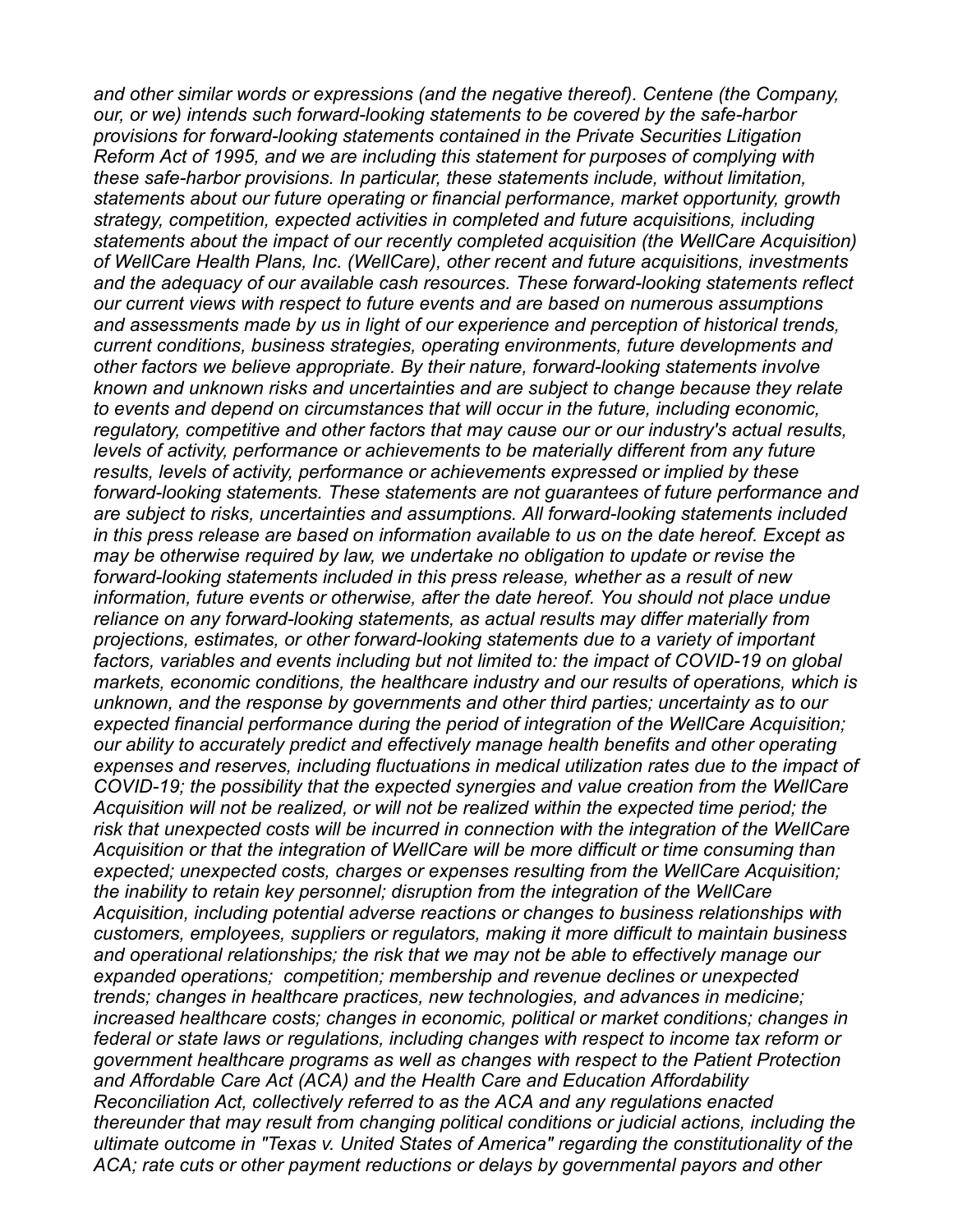*and other similar words or expressions (and the negative thereof). Centene (the Company, our, or we) intends such forward-looking statements to be covered by the safe-harbor provisions for forward-looking statements contained in the Private Securities Litigation Reform Act of 1995, and we are including this statement for purposes of complying with these safe-harbor provisions. In particular, these statements include, without limitation, statements about our future operating or financial performance, market opportunity, growth strategy, competition, expected activities in completed and future acquisitions, including statements about the impact of our recently completed acquisition (the WellCare Acquisition) of WellCare Health Plans, Inc. (WellCare), other recent and future acquisitions, investments and the adequacy of our available cash resources. These forward-looking statements reflect our current views with respect to future events and are based on numerous assumptions and assessments made by us in light of our experience and perception of historical trends, current conditions, business strategies, operating environments, future developments and other factors we believe appropriate. By their nature, forward-looking statements involve known and unknown risks and uncertainties and are subject to change because they relate to events and depend on circumstances that will occur in the future, including economic, regulatory, competitive and other factors that may cause our or our industry's actual results, levels of activity, performance or achievements to be materially different from any future results, levels of activity, performance or achievements expressed or implied by these forward-looking statements. These statements are not guarantees of future performance and are subject to risks, uncertainties and assumptions. All forward-looking statements included in this press release are based on information available to us on the date hereof. Except as may be otherwise required by law, we undertake no obligation to update or revise the forward-looking statements included in this press release, whether as a result of new information, future events or otherwise, after the date hereof. You should not place undue reliance on any forward-looking statements, as actual results may differ materially from projections, estimates, or other forward-looking statements due to a variety of important factors, variables and events including but not limited to: the impact of COVID-19 on global markets, economic conditions, the healthcare industry and our results of operations, which is unknown, and the response by governments and other third parties; uncertainty as to our expected financial performance during the period of integration of the WellCare Acquisition; our ability to accurately predict and effectively manage health benefits and other operating expenses and reserves, including fluctuations in medical utilization rates due to the impact of COVID-19; the possibility that the expected synergies and value creation from the WellCare Acquisition will not be realized, or will not be realized within the expected time period; the risk that unexpected costs will be incurred in connection with the integration of the WellCare Acquisition or that the integration of WellCare will be more difficult or time consuming than expected; unexpected costs, charges or expenses resulting from the WellCare Acquisition; the inability to retain key personnel; disruption from the integration of the WellCare Acquisition, including potential adverse reactions or changes to business relationships with customers, employees, suppliers or regulators, making it more difficult to maintain business and operational relationships; the risk that we may not be able to effectively manage our expanded operations; competition; membership and revenue declines or unexpected trends; changes in healthcare practices, new technologies, and advances in medicine; increased healthcare costs; changes in economic, political or market conditions; changes in federal or state laws or regulations, including changes with respect to income tax reform or government healthcare programs as well as changes with respect to the Patient Protection and Affordable Care Act (ACA) and the Health Care and Education Affordability Reconciliation Act, collectively referred to as the ACA and any regulations enacted thereunder that may result from changing political conditions or judicial actions, including the ultimate outcome in "Texas v. United States of America" regarding the constitutionality of the ACA; rate cuts or other payment reductions or delays by governmental payors and other*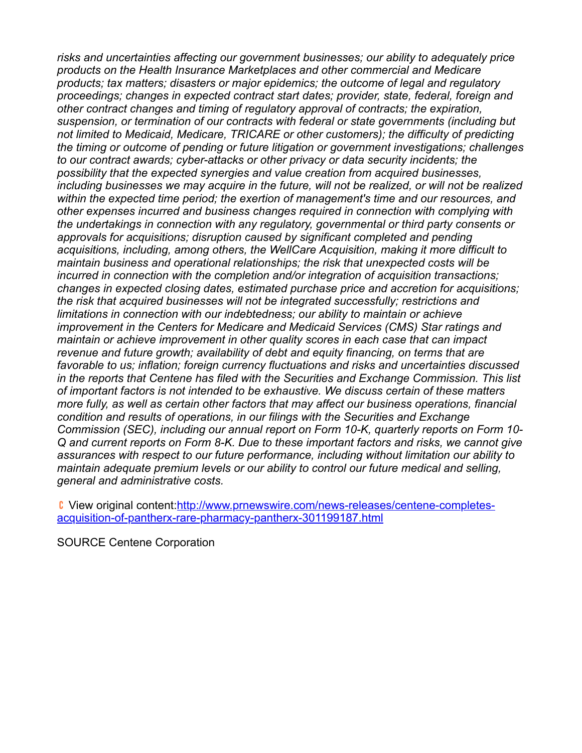*risks and uncertainties affecting our government businesses; our ability to adequately price products on the Health Insurance Marketplaces and other commercial and Medicare products; tax matters; disasters or major epidemics; the outcome of legal and regulatory proceedings; changes in expected contract start dates; provider, state, federal, foreign and other contract changes and timing of regulatory approval of contracts; the expiration, suspension, or termination of our contracts with federal or state governments (including but not limited to Medicaid, Medicare, TRICARE or other customers); the difficulty of predicting the timing or outcome of pending or future litigation or government investigations; challenges to our contract awards; cyber-attacks or other privacy or data security incidents; the possibility that the expected synergies and value creation from acquired businesses, including businesses we may acquire in the future, will not be realized, or will not be realized within the expected time period; the exertion of management's time and our resources, and other expenses incurred and business changes required in connection with complying with the undertakings in connection with any regulatory, governmental or third party consents or approvals for acquisitions; disruption caused by significant completed and pending acquisitions, including, among others, the WellCare Acquisition, making it more difficult to maintain business and operational relationships; the risk that unexpected costs will be incurred in connection with the completion and/or integration of acquisition transactions; changes in expected closing dates, estimated purchase price and accretion for acquisitions; the risk that acquired businesses will not be integrated successfully; restrictions and limitations in connection with our indebtedness; our ability to maintain or achieve improvement in the Centers for Medicare and Medicaid Services (CMS) Star ratings and maintain or achieve improvement in other quality scores in each case that can impact revenue and future growth; availability of debt and equity financing, on terms that are favorable to us; inflation; foreign currency fluctuations and risks and uncertainties discussed in the reports that Centene has filed with the Securities and Exchange Commission. This list of important factors is not intended to be exhaustive. We discuss certain of these matters more fully, as well as certain other factors that may affect our business operations, financial condition and results of operations, in our filings with the Securities and Exchange Commission (SEC), including our annual report on Form 10-K, quarterly reports on Form 10-Q and current reports on Form 8-K. Due to these important factors and risks, we cannot give assurances with respect to our future performance, including without limitation our ability to maintain adequate premium levels or our ability to control our future medical and selling, general and administrative costs.*

View original content:[http://www.prnewswire.com/news-releases/centene-completes-acquisition-of-pantherx-rare-pharmacy-pantherx-301199187.html](http://www.prnewswire.com/news-releases/centene-completes-acquisition-of-pantherx-rare-pharmacy-pantherx-301199187.html)

SOURCE Centene Corporation